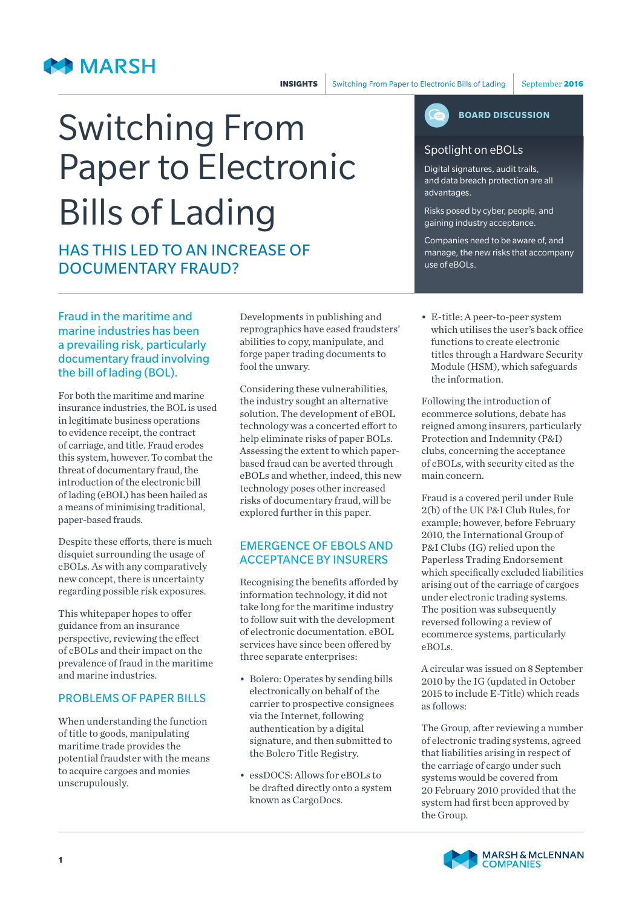# Switching From Paper to Electronic Bills of Lading

## HAS THIS LED TO AN INCREASE OF DOCUMENTARY FRAUD?

**BOARD DISCUSSION**

### Spotlight on eBOLs

Digital signatures, audit trails, and data breach protection are all advantages.

Risks posed by cyber, people, and gaining industry acceptance.

Companies need to be aware of, and manage, the new risks that accompany use of eBOLs.

**Fraud in the maritime and marine industries has been a prevailing risk, particularly documentary fraud involving the bill of lading (BOL).**

For both the maritime and marine insurance industries, the BOL is used in legitimate business operations to evidence receipt, the contract of carriage, and title. Fraud erodes this system, however. To combat the threat of documentary fraud, the introduction of the electronic bill of lading (eBOL) has been hailed as a means of minimising traditional, paper-based frauds.

Despite these efforts, there is much disquiet surrounding the usage of eBOLs. As with any comparatively new concept, there is uncertainty regarding possible risk exposures.

This whitepaper hopes to offer guidance from an insurance perspective, reviewing the effect of eBOLs and their impact on the prevalence of fraud in the maritime and marine industries.

## PROBLEMS OF PAPER BILLS

When understanding the function of title to goods, manipulating maritime trade provides the potential fraudster with the means to acquire cargoes and monies unscrupulously.

Developments in publishing and reprographics have eased fraudsters' abilities to copy, manipulate, and forge paper trading documents to fool the unwary.

Considering these vulnerabilities, the industry sought an alternative solution. The development of eBOL technology was a concerted effort to help eliminate risks of paper BOLs. Assessing the extent to which paper-based fraud can be averted through eBOLs and whether, indeed, this new technology poses other increased risks of documentary fraud, will be explored further in this paper.

## EMERGENCE OF EBOLS AND ACCEPTANCE BY INSURERS

Recognising the benefits afforded by information technology, it did not take long for the maritime industry to follow suit with the development of electronic documentation. eBOL services have since been offered by three separate enterprises:

- Bolero: Operates by sending bills electronically on behalf of the carrier to prospective consignees via the Internet, following authentication by a digital signature, and then submitted to the Bolero Title Registry.
- essDOCS: Allows for eBOLs to be drafted directly onto a system known as CargoDocs.
- E-title: A peer-to-peer system which utilises the user's back office functions to create electronic titles through a Hardware Security Module (HSM), which safeguards the information.

Following the introduction of ecommerce solutions, debate has reigned among insurers, particularly Protection and Indemnity (P&I) clubs, concerning the acceptance of eBOLs, with security cited as the main concern.

Fraud is a covered peril under Rule 2(b) of the UK P&I Club Rules, for example; however, before February 2010, the International Group of P&I Clubs (IG) relied upon the Paperless Trading Endorsement which specifically excluded liabilities arising out of the carriage of cargoes under electronic trading systems. The position was subsequently reversed following a review of ecommerce systems, particularly eBOLs.

A circular was issued on 8 September 2010 by the IG (updated in October 2015 to include E-Title) which reads as follows:

The Group, after reviewing a number of electronic trading systems, agreed that liabilities arising in respect of the carriage of cargo under such systems would be covered from 20 February 2010 provided that the system had first been approved by the Group.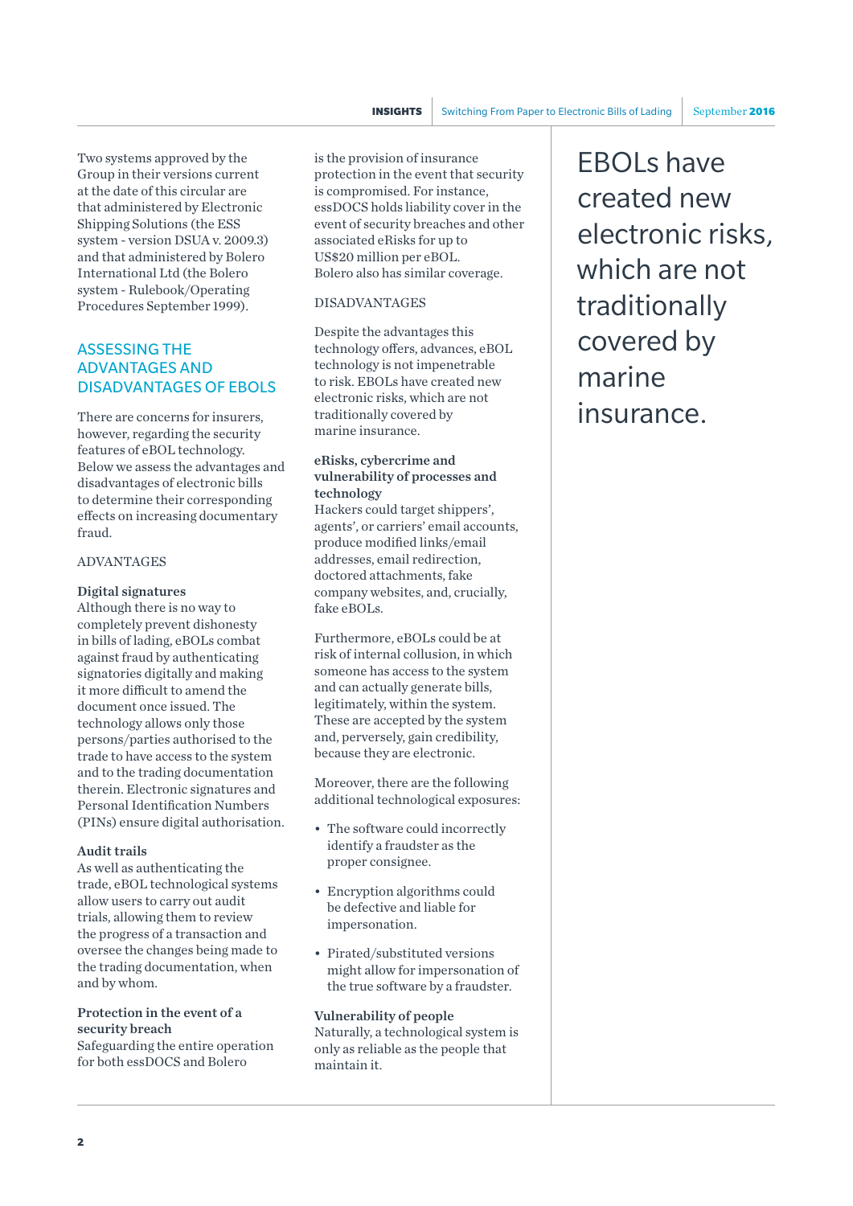Two systems approved by the Group in their versions current at the date of this circular are that administered by Electronic Shipping Solutions (the ESS system - version DSUA v. 2009.3) and that administered by Bolero International Ltd (the Bolero system - Rulebook/Operating Procedures September 1999).

## ASSESSING THE ADVANTAGES AND DISADVANTAGES OF EBOLS

There are concerns for insurers, however, regarding the security features of eBOL technology. Below we assess the advantages and disadvantages of electronic bills to determine their corresponding effects on increasing documentary fraud.

### ADVANTAGES

**Digital signatures**
Although there is no way to completely prevent dishonesty in bills of lading, eBOLs combat against fraud by authenticating signatories digitally and making it more difficult to amend the document once issued. The technology allows only those persons/parties authorised to the trade to have access to the system and to the trading documentation therein. Electronic signatures and Personal Identification Numbers (PINs) ensure digital authorisation.

**Audit trails**
As well as authenticating the trade, eBOL technological systems allow users to carry out audit trials, allowing them to review the progress of a transaction and oversee the changes being made to the trading documentation, when and by whom.

**Protection in the event of a security breach**
Safeguarding the entire operation for both essDOCS and Bolero is the provision of insurance protection in the event that security is compromised. For instance, essDOCS holds liability cover in the event of security breaches and other associated eRisks for up to US$20 million per eBOL. Bolero also has similar coverage.

### DISADVANTAGES

Despite the advantages this technology offers, advances, eBOL technology is not impenetrable to risk. EBOLs have created new electronic risks, which are not traditionally covered by marine insurance.

**eRisks, cybercrime and vulnerability of processes and technology**
Hackers could target shippers', agents', or carriers' email accounts, produce modified links/email addresses, email redirection, doctored attachments, fake company websites, and, crucially, fake eBOLs.

Furthermore, eBOLs could be at risk of internal collusion, in which someone has access to the system and can actually generate bills, legitimately, within the system. These are accepted by the system and, perversely, gain credibility, because they are electronic.

Moreover, there are the following additional technological exposures:

- The software could incorrectly identify a fraudster as the proper consignee.
- Encryption algorithms could be defective and liable for impersonation.
- Pirated/substituted versions might allow for impersonation of the true software by a fraudster.

**Vulnerability of people**
Naturally, a technological system is only as reliable as the people that maintain it.

> EBOLs have created new electronic risks, which are not traditionally covered by marine insurance.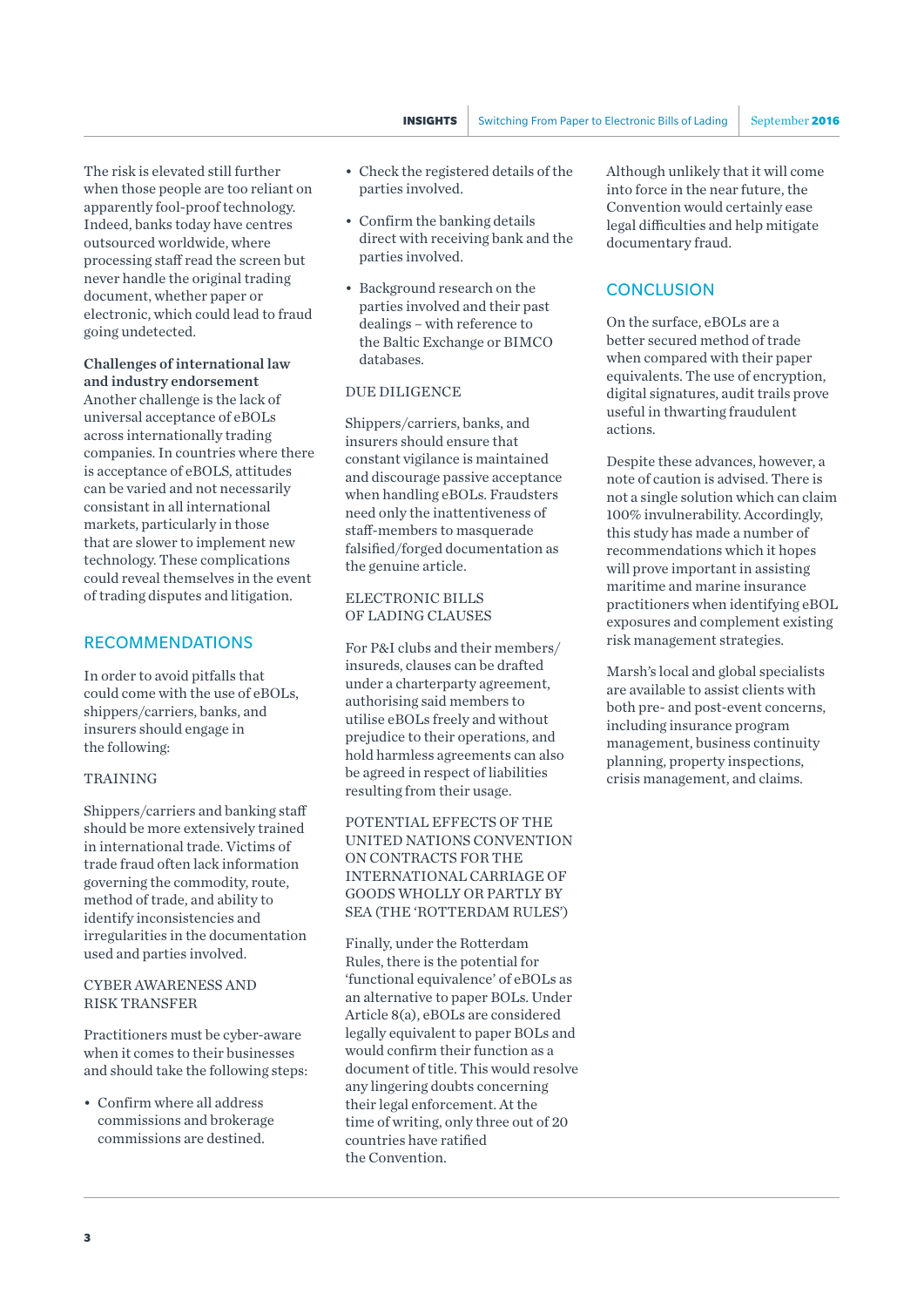The risk is elevated still further when those people are too reliant on apparently fool-proof technology. Indeed, banks today have centres outsourced worldwide, where processing staff read the screen but never handle the original trading document, whether paper or electronic, which could lead to fraud going undetected.

**Challenges of international law and industry endorsement**
Another challenge is the lack of universal acceptance of eBOLs across internationally trading companies. In countries where there is acceptance of eBOLS, attitudes can be varied and not necessarily consistant in all international markets, particularly in those that are slower to implement new technology. These complications could reveal themselves in the event of trading disputes and litigation.

## RECOMMENDATIONS

In order to avoid pitfalls that could come with the use of eBOLs, shippers/carriers, banks, and insurers should engage in the following:

### TRAINING

Shippers/carriers and banking staff should be more extensively trained in international trade. Victims of trade fraud often lack information governing the commodity, route, method of trade, and ability to identify inconsistencies and irregularities in the documentation used and parties involved.

### CYBER AWARENESS AND RISK TRANSFER

Practitioners must be cyber-aware when it comes to their businesses and should take the following steps:

- Confirm where all address commissions and brokerage commissions are destined.
- Check the registered details of the parties involved.
- Confirm the banking details direct with receiving bank and the parties involved.
- Background research on the parties involved and their past dealings – with reference to the Baltic Exchange or BIMCO databases.

### DUE DILIGENCE

Shippers/carriers, banks, and insurers should ensure that constant vigilance is maintained and discourage passive acceptance when handling eBOLs. Fraudsters need only the inattentiveness of staff-members to masquerade falsified/forged documentation as the genuine article.

### ELECTRONIC BILLS OF LADING CLAUSES

For P&I clubs and their members/insureds, clauses can be drafted under a charterparty agreement, authorising said members to utilise eBOLs freely and without prejudice to their operations, and hold harmless agreements can also be agreed in respect of liabilities resulting from their usage.

### POTENTIAL EFFECTS OF THE UNITED NATIONS CONVENTION ON CONTRACTS FOR THE INTERNATIONAL CARRIAGE OF GOODS WHOLLY OR PARTLY BY SEA (THE 'ROTTERDAM RULES')

Finally, under the Rotterdam Rules, there is the potential for 'functional equivalence' of eBOLs as an alternative to paper BOLs. Under Article 8(a), eBOLs are considered legally equivalent to paper BOLs and would confirm their function as a document of title. This would resolve any lingering doubts concerning their legal enforcement. At the time of writing, only three out of 20 countries have ratified the Convention.

Although unlikely that it will come into force in the near future, the Convention would certainly ease legal difficulties and help mitigate documentary fraud.

## CONCLUSION

On the surface, eBOLs are a better secured method of trade when compared with their paper equivalents. The use of encryption, digital signatures, audit trails prove useful in thwarting fraudulent actions.

Despite these advances, however, a note of caution is advised. There is not a single solution which can claim 100% invulnerability. Accordingly, this study has made a number of recommendations which it hopes will prove important in assisting maritime and marine insurance practitioners when identifying eBOL exposures and complement existing risk management strategies.

Marsh's local and global specialists are available to assist clients with both pre- and post-event concerns, including insurance program management, business continuity planning, property inspections, crisis management, and claims.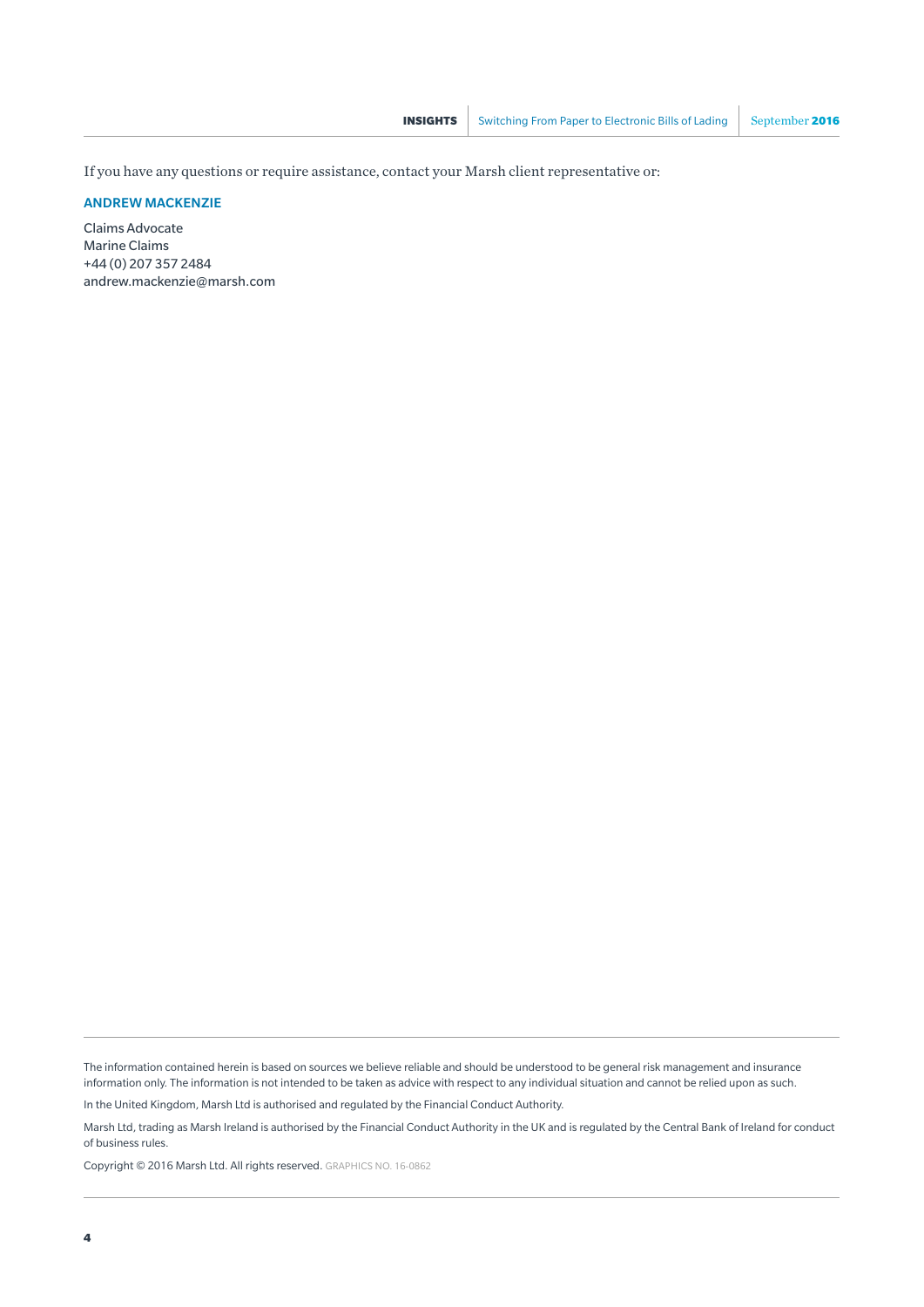If you have any questions or require assistance, contact your Marsh client representative or:

**ANDREW MACKENZIE**

Claims Advocate
Marine Claims
+44 (0) 207 357 2484
andrew.mackenzie@marsh.com

The information contained herein is based on sources we believe reliable and should be understood to be general risk management and insurance information only. The information is not intended to be taken as advice with respect to any individual situation and cannot be relied upon as such.

In the United Kingdom, Marsh Ltd is authorised and regulated by the Financial Conduct Authority.

Marsh Ltd, trading as Marsh Ireland is authorised by the Financial Conduct Authority in the UK and is regulated by the Central Bank of Ireland for conduct of business rules.

Copyright © 2016 Marsh Ltd. All rights reserved. GRAPHICS NO. 16-0862